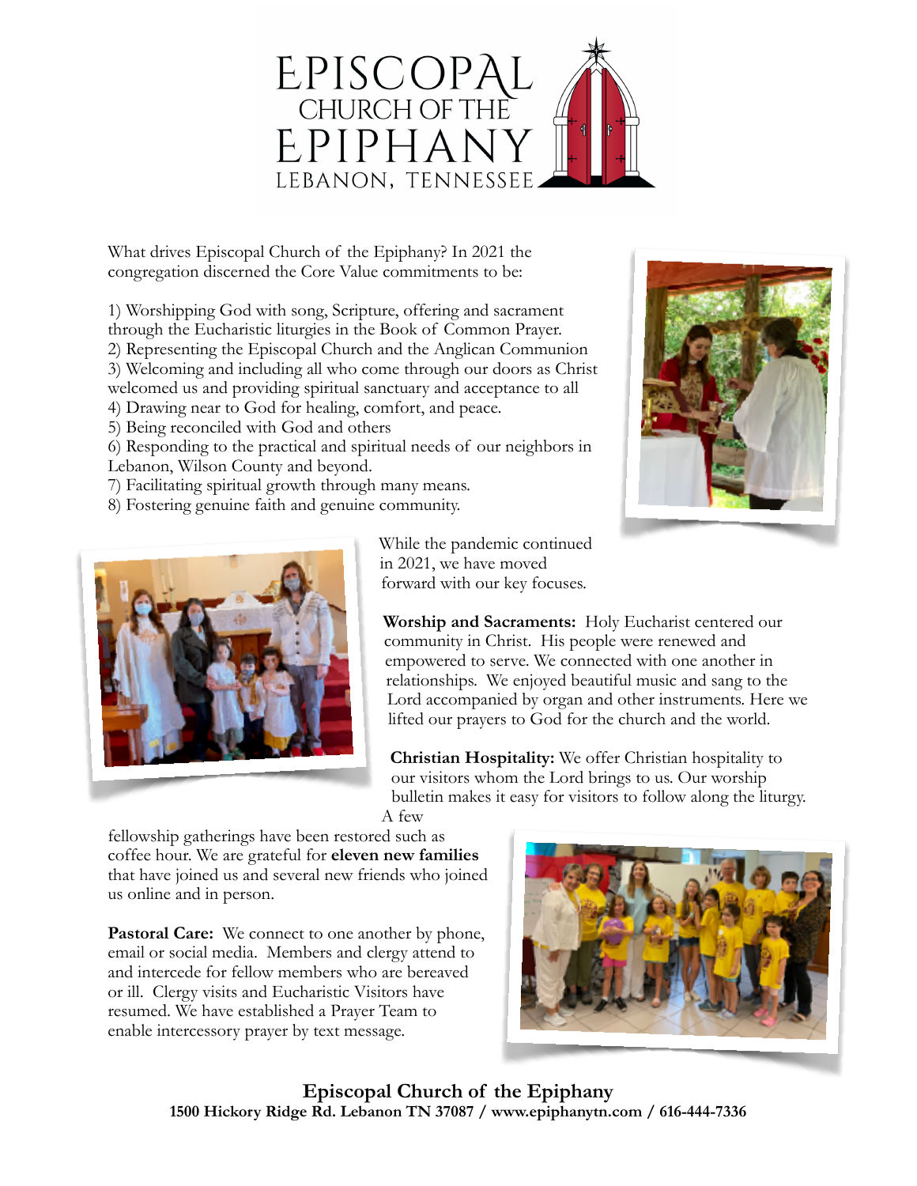# EPISCOPAL CHURCH OF THE EPIPHANY

LEBANON, TENNESSEE

What drives Episcopal Church of the Epiphany? In 2021 the congregation discerned the Core Value commitments to be:

1) Worshipping God with song, Scripture, offering and sacrament through the Eucharistic liturgies in the Book of Common Prayer.
2) Representing the Episcopal Church and the Anglican Communion
3) Welcoming and including all who come through our doors as Christ welcomed us and providing spiritual sanctuary and acceptance to all
4) Drawing near to God for healing, comfort, and peace.
5) Being reconciled with God and others
6) Responding to the practical and spiritual needs of our neighbors in Lebanon, Wilson County and beyond.
7) Facilitating spiritual growth through many means.
8) Fostering genuine faith and genuine community.

While the pandemic continued in 2021, we have moved forward with our key focuses.

**Worship and Sacraments:** Holy Eucharist centered our community in Christ. His people were renewed and empowered to serve. We connected with one another in relationships. We enjoyed beautiful music and sang to the Lord accompanied by organ and other instruments. Here we lifted our prayers to God for the church and the world.

**Christian Hospitality:** We offer Christian hospitality to our visitors whom the Lord brings to us. Our worship bulletin makes it easy for visitors to follow along the liturgy. A few fellowship gatherings have been restored such as coffee hour. We are grateful for **eleven new families** that have joined us and several new friends who joined us online and in person.

**Pastoral Care:** We connect to one another by phone, email or social media. Members and clergy attend to and intercede for fellow members who are bereaved or ill. Clergy visits and Eucharistic Visitors have resumed. We have established a Prayer Team to enable intercessory prayer by text message.

**Episcopal Church of the Epiphany**
**1500 Hickory Ridge Rd. Lebanon TN 37087 / www.epiphanytn.com / 616-444-7336**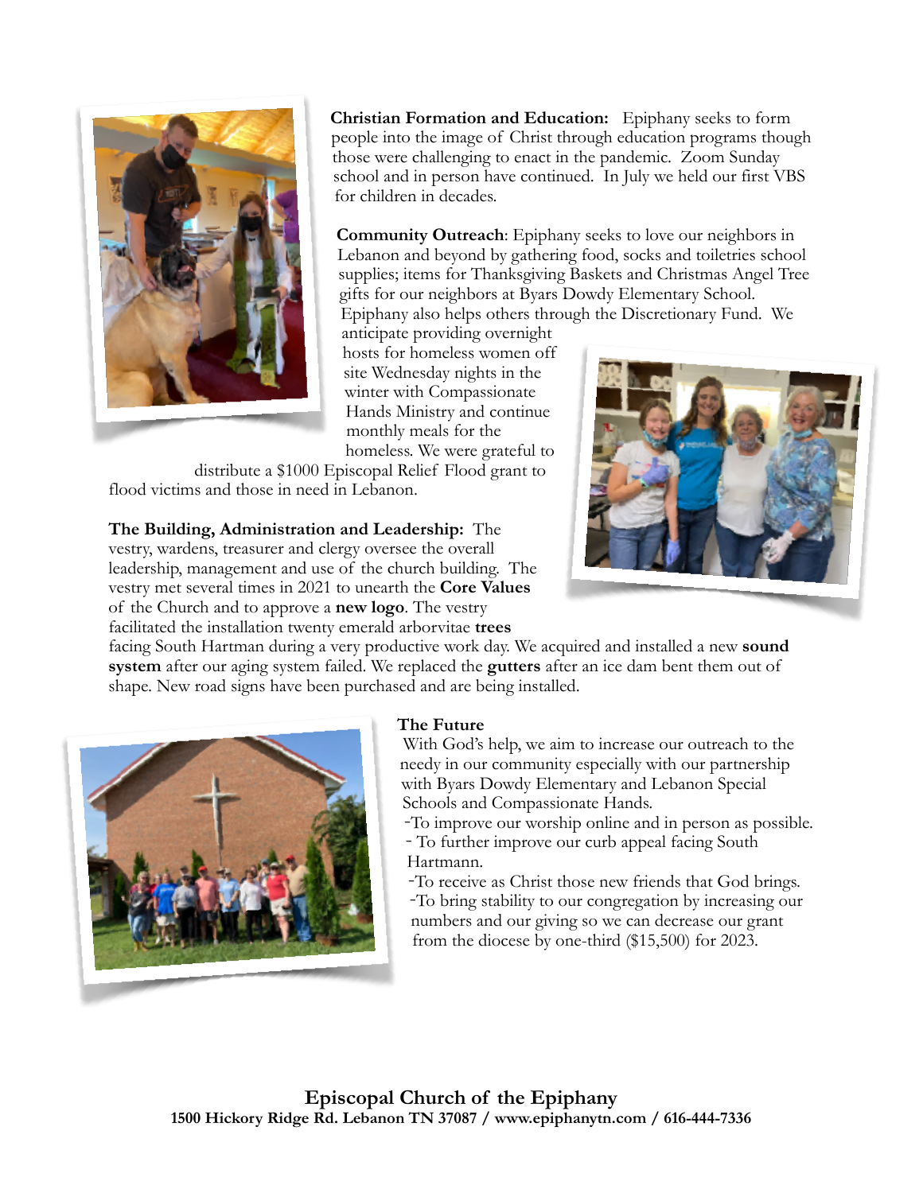**Christian Formation and Education:** Epiphany seeks to form people into the image of Christ through education programs though those were challenging to enact in the pandemic. Zoom Sunday school and in person have continued. In July we held our first VBS for children in decades.

**Community Outreach**: Epiphany seeks to love our neighbors in Lebanon and beyond by gathering food, socks and toiletries school supplies; items for Thanksgiving Baskets and Christmas Angel Tree gifts for our neighbors at Byars Dowdy Elementary School. Epiphany also helps others through the Discretionary Fund. We anticipate providing overnight hosts for homeless women off site Wednesday nights in the winter with Compassionate Hands Ministry and continue monthly meals for the homeless. We were grateful to distribute a $1000 Episcopal Relief Flood grant to flood victims and those in need in Lebanon.

**The Building, Administration and Leadership:** The vestry, wardens, treasurer and clergy oversee the overall leadership, management and use of the church building. The vestry met several times in 2021 to unearth the **Core Values** of the Church and to approve a **new logo**. The vestry facilitated the installation twenty emerald arborvitae **trees** facing South Hartman during a very productive work day. We acquired and installed a new **sound system** after our aging system failed. We replaced the **gutters** after an ice dam bent them out of shape. New road signs have been purchased and are being installed.

**The Future**

With God's help, we aim to increase our outreach to the needy in our community especially with our partnership with Byars Dowdy Elementary and Lebanon Special Schools and Compassionate Hands.

-To improve our worship online and in person as possible.

- To further improve our curb appeal facing South Hartmann.

-To receive as Christ those new friends that God brings.

-To bring stability to our congregation by increasing our numbers and our giving so we can decrease our grant from the diocese by one-third ($15,500) for 2023.

**Episcopal Church of the Epiphany**

**1500 Hickory Ridge Rd. Lebanon TN 37087 / www.epiphanytn.com / 616-444-7336**